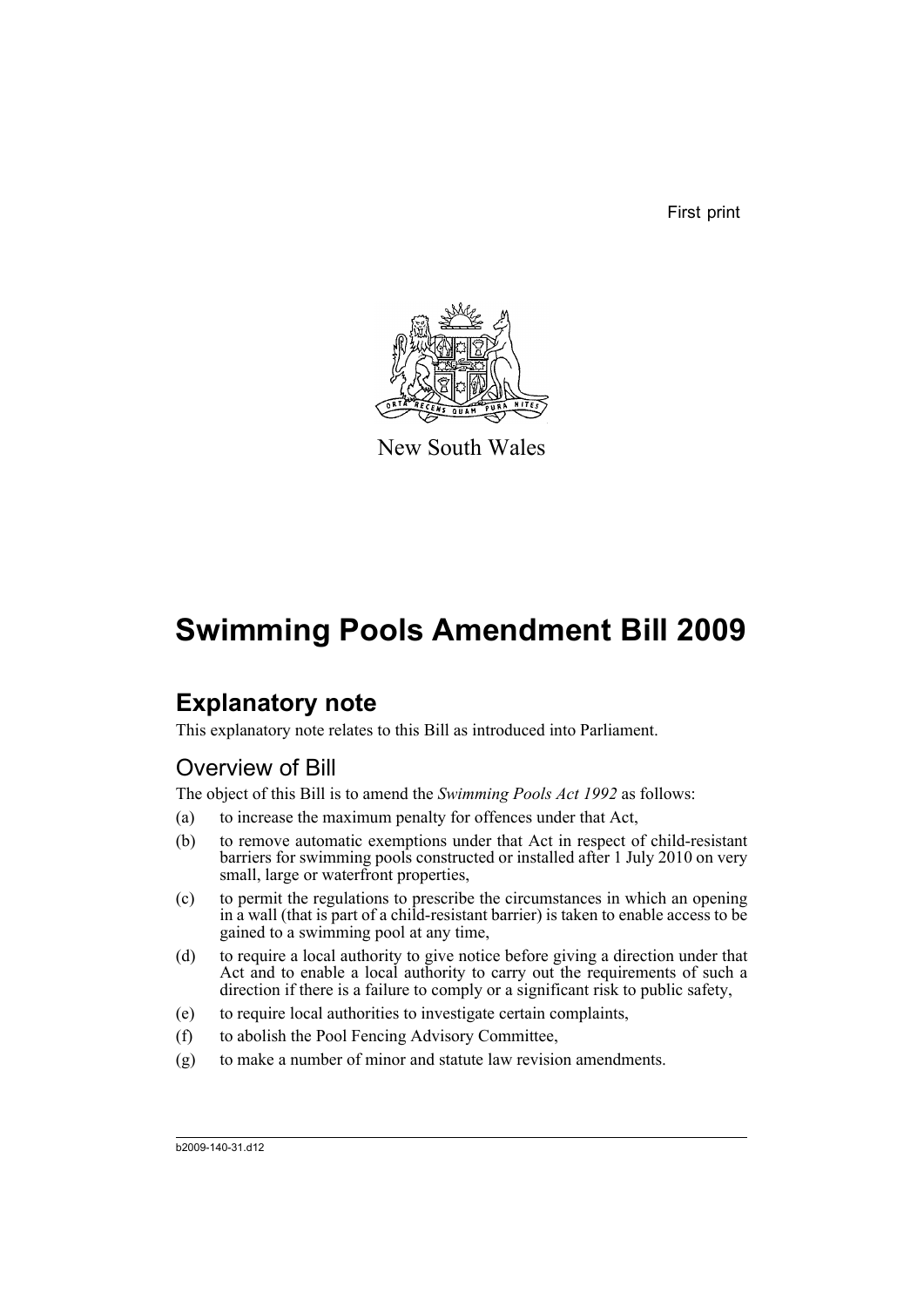First print

New South Wales

# Swimming Pools Amendment Bill 2009

## Explanatory note

This explanatory note relates to this Bill as introduced into Parliament.

### Overview of Bill

The object of this Bill is to amend the *Swimming Pools Act 1992* as follows:

(a) to increase the maximum penalty for offences under that Act,

(b) to remove automatic exemptions under that Act in respect of child-resistant barriers for swimming pools constructed or installed after 1 July 2010 on very small, large or waterfront properties,

(c) to permit the regulations to prescribe the circumstances in which an opening in a wall (that is part of a child-resistant barrier) is taken to enable access to be gained to a swimming pool at any time,

(d) to require a local authority to give notice before giving a direction under that Act and to enable a local authority to carry out the requirements of such a direction if there is a failure to comply or a significant risk to public safety,

(e) to require local authorities to investigate certain complaints,

(f) to abolish the Pool Fencing Advisory Committee,

(g) to make a number of minor and statute law revision amendments.

b2009-140-31.d12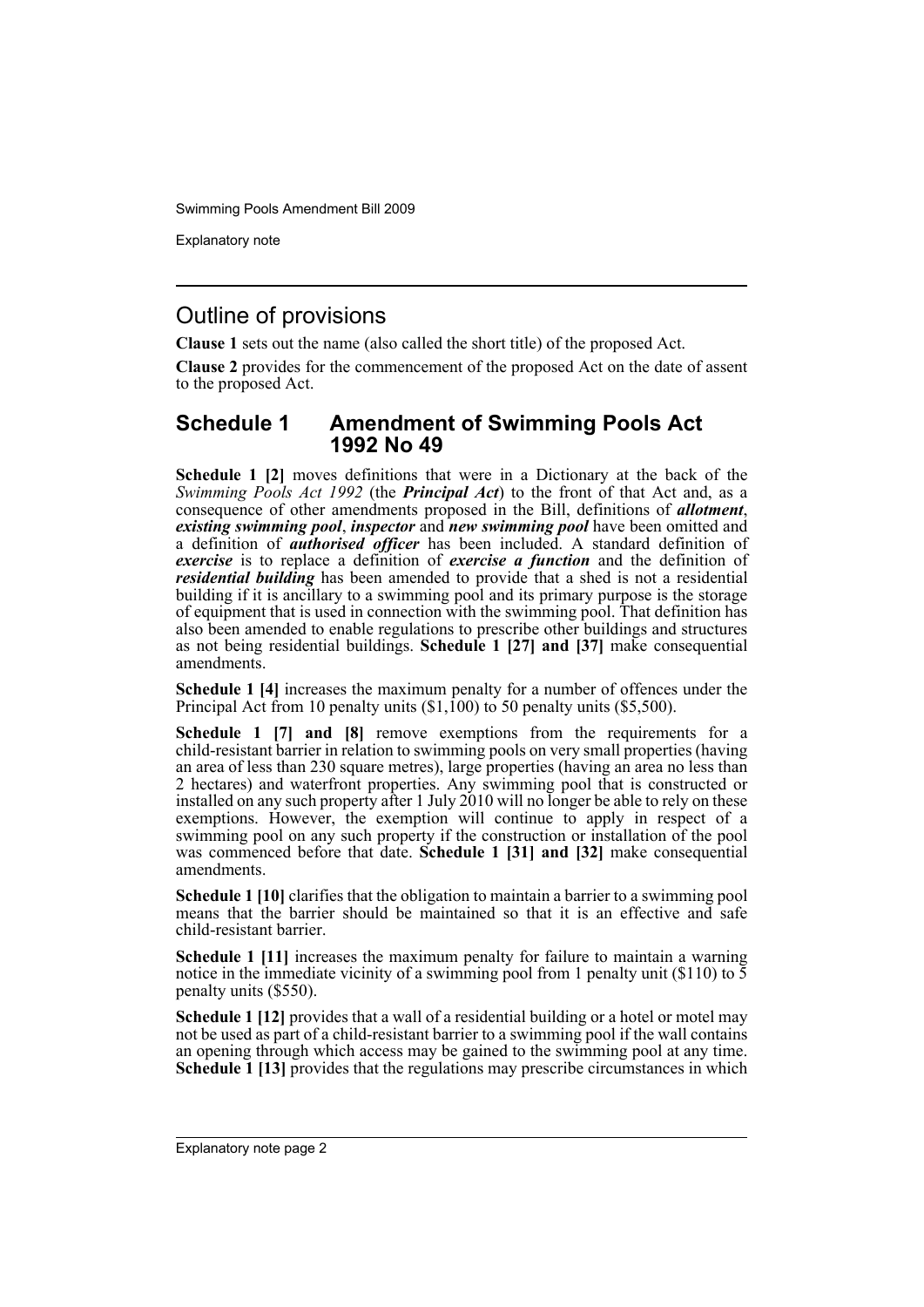## Outline of provisions

**Clause 1** sets out the name (also called the short title) of the proposed Act.

**Clause 2** provides for the commencement of the proposed Act on the date of assent to the proposed Act.

## Schedule 1 Amendment of Swimming Pools Act 1992 No 49

**Schedule 1 [2]** moves definitions that were in a Dictionary at the back of the *Swimming Pools Act 1992* (the ***Principal Act***) to the front of that Act and, as a consequence of other amendments proposed in the Bill, definitions of ***allotment***, ***existing swimming pool***, ***inspector*** and ***new swimming pool*** have been omitted and a definition of ***authorised officer*** has been included. A standard definition of ***exercise*** is to replace a definition of ***exercise a function*** and the definition of ***residential building*** has been amended to provide that a shed is not a residential building if it is ancillary to a swimming pool and its primary purpose is the storage of equipment that is used in connection with the swimming pool. That definition has also been amended to enable regulations to prescribe other buildings and structures as not being residential buildings. **Schedule 1 [27] and [37]** make consequential amendments.

**Schedule 1 [4]** increases the maximum penalty for a number of offences under the Principal Act from 10 penalty units ($1,100) to 50 penalty units ($5,500).

**Schedule 1 [7] and [8]** remove exemptions from the requirements for a child-resistant barrier in relation to swimming pools on very small properties (having an area of less than 230 square metres), large properties (having an area no less than 2 hectares) and waterfront properties. Any swimming pool that is constructed or installed on any such property after 1 July 2010 will no longer be able to rely on these exemptions. However, the exemption will continue to apply in respect of a swimming pool on any such property if the construction or installation of the pool was commenced before that date. **Schedule 1 [31] and [32]** make consequential amendments.

**Schedule 1 [10]** clarifies that the obligation to maintain a barrier to a swimming pool means that the barrier should be maintained so that it is an effective and safe child-resistant barrier.

**Schedule 1 [11]** increases the maximum penalty for failure to maintain a warning notice in the immediate vicinity of a swimming pool from 1 penalty unit ($110) to 5 penalty units ($550).

**Schedule 1 [12]** provides that a wall of a residential building or a hotel or motel may not be used as part of a child-resistant barrier to a swimming pool if the wall contains an opening through which access may be gained to the swimming pool at any time. **Schedule 1 [13]** provides that the regulations may prescribe circumstances in which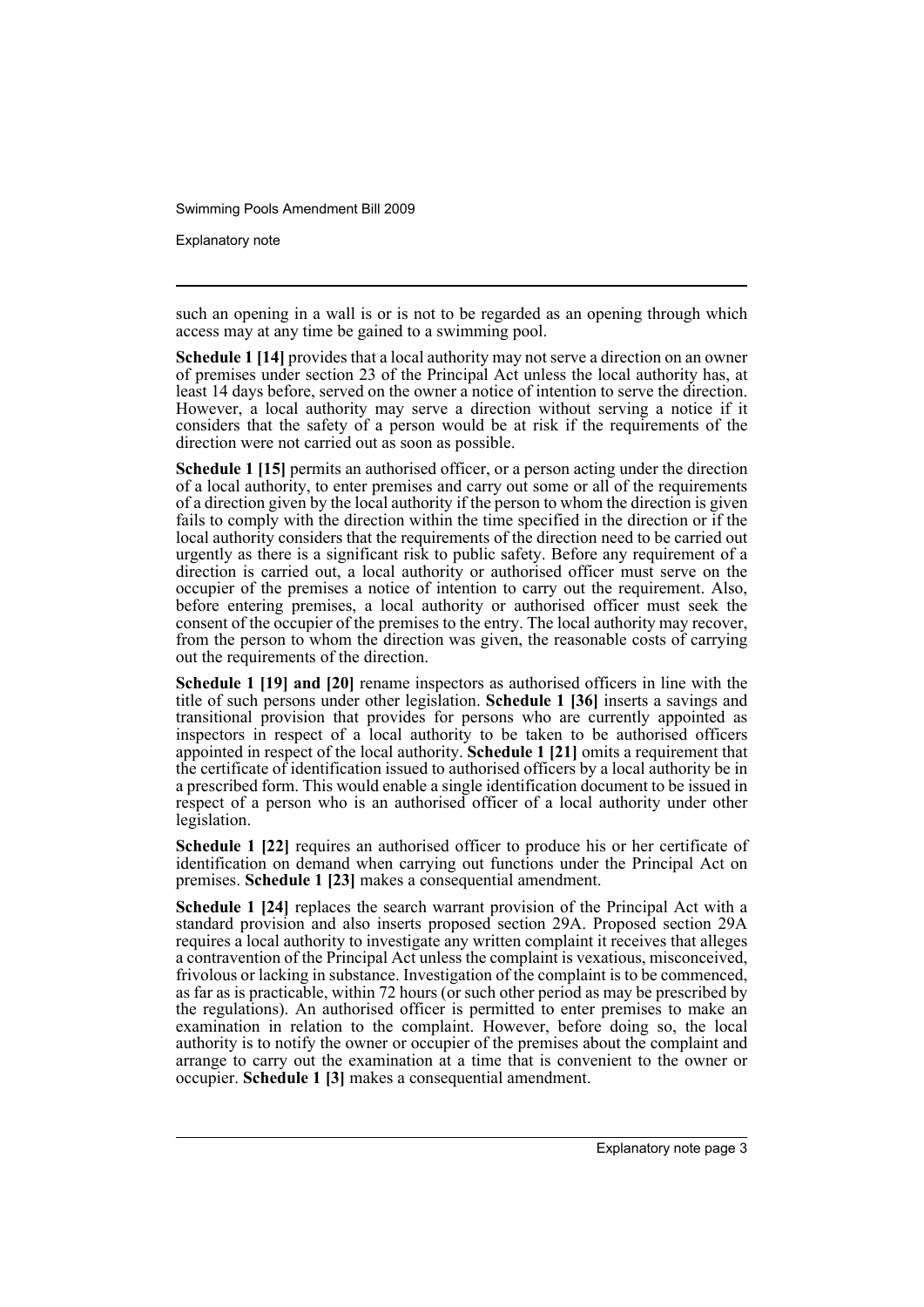such an opening in a wall is or is not to be regarded as an opening through which access may at any time be gained to a swimming pool.

**Schedule 1 [14]** provides that a local authority may not serve a direction on an owner of premises under section 23 of the Principal Act unless the local authority has, at least 14 days before, served on the owner a notice of intention to serve the direction. However, a local authority may serve a direction without serving a notice if it considers that the safety of a person would be at risk if the requirements of the direction were not carried out as soon as possible.

**Schedule 1 [15]** permits an authorised officer, or a person acting under the direction of a local authority, to enter premises and carry out some or all of the requirements of a direction given by the local authority if the person to whom the direction is given fails to comply with the direction within the time specified in the direction or if the local authority considers that the requirements of the direction need to be carried out urgently as there is a significant risk to public safety. Before any requirement of a direction is carried out, a local authority or authorised officer must serve on the occupier of the premises a notice of intention to carry out the requirement. Also, before entering premises, a local authority or authorised officer must seek the consent of the occupier of the premises to the entry. The local authority may recover, from the person to whom the direction was given, the reasonable costs of carrying out the requirements of the direction.

**Schedule 1 [19] and [20]** rename inspectors as authorised officers in line with the title of such persons under other legislation. **Schedule 1 [36]** inserts a savings and transitional provision that provides for persons who are currently appointed as inspectors in respect of a local authority to be taken to be authorised officers appointed in respect of the local authority. **Schedule 1 [21]** omits a requirement that the certificate of identification issued to authorised officers by a local authority be in a prescribed form. This would enable a single identification document to be issued in respect of a person who is an authorised officer of a local authority under other legislation.

**Schedule 1 [22]** requires an authorised officer to produce his or her certificate of identification on demand when carrying out functions under the Principal Act on premises. **Schedule 1 [23]** makes a consequential amendment.

**Schedule 1 [24]** replaces the search warrant provision of the Principal Act with a standard provision and also inserts proposed section 29A. Proposed section 29A requires a local authority to investigate any written complaint it receives that alleges a contravention of the Principal Act unless the complaint is vexatious, misconceived, frivolous or lacking in substance. Investigation of the complaint is to be commenced, as far as is practicable, within 72 hours (or such other period as may be prescribed by the regulations). An authorised officer is permitted to enter premises to make an examination in relation to the complaint. However, before doing so, the local authority is to notify the owner or occupier of the premises about the complaint and arrange to carry out the examination at a time that is convenient to the owner or occupier. **Schedule 1 [3]** makes a consequential amendment.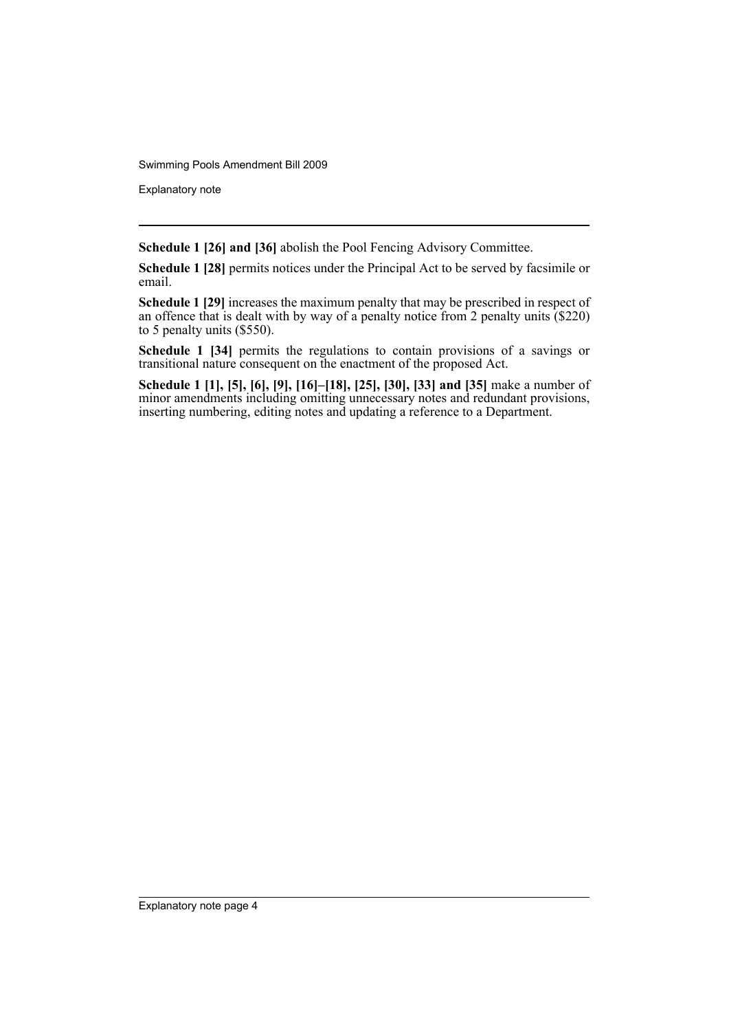**Schedule 1 [26] and [36]** abolish the Pool Fencing Advisory Committee.

**Schedule 1 [28]** permits notices under the Principal Act to be served by facsimile or email.

**Schedule 1 [29]** increases the maximum penalty that may be prescribed in respect of an offence that is dealt with by way of a penalty notice from 2 penalty units ($220) to 5 penalty units ($550).

**Schedule 1 [34]** permits the regulations to contain provisions of a savings or transitional nature consequent on the enactment of the proposed Act.

**Schedule 1 [1], [5], [6], [9], [16]–[18], [25], [30], [33] and [35]** make a number of minor amendments including omitting unnecessary notes and redundant provisions, inserting numbering, editing notes and updating a reference to a Department.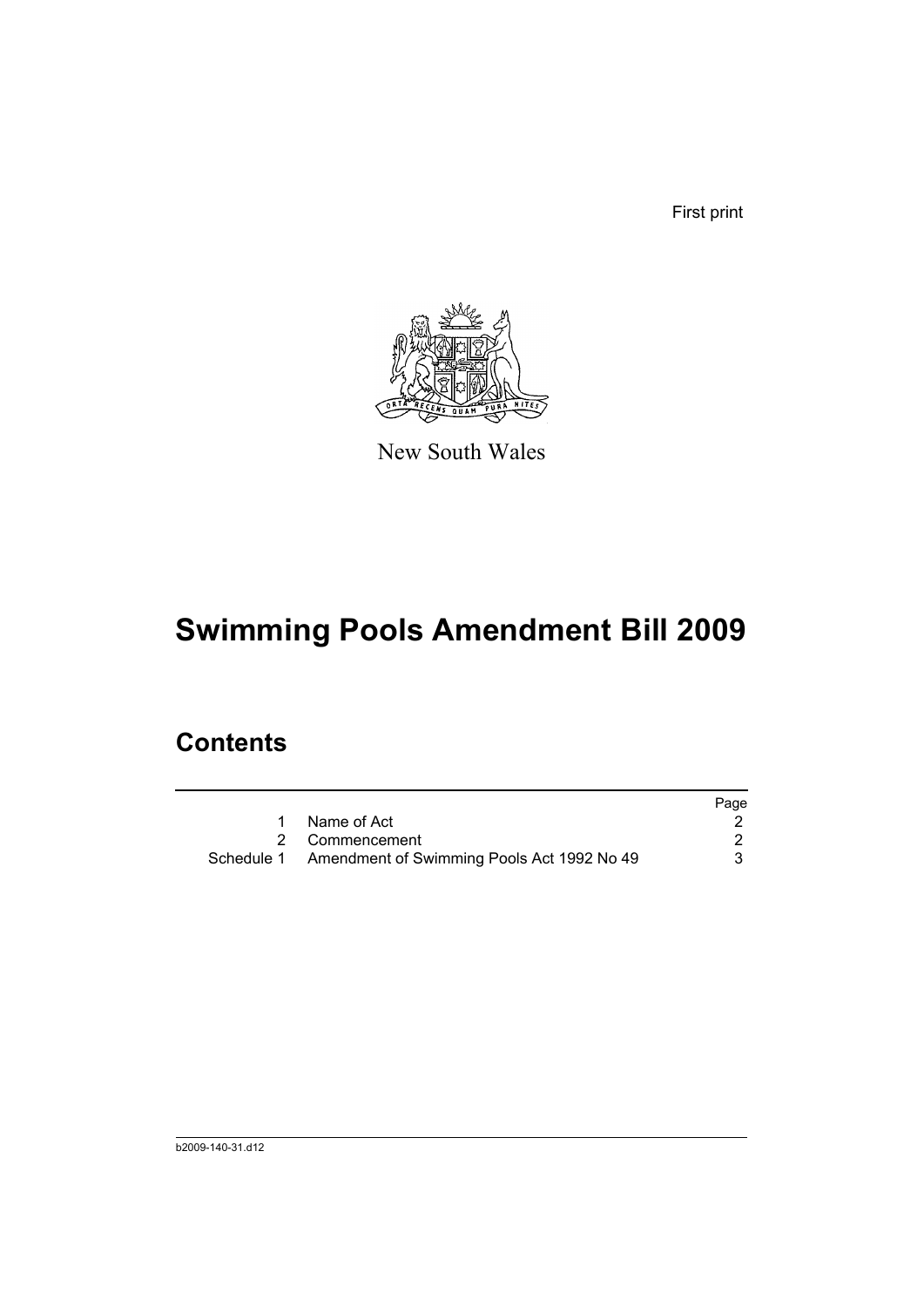First print

New South Wales

# Swimming Pools Amendment Bill 2009

## Contents

| | | Page |
|---|---|---|
| 1 | Name of Act | 2 |
| 2 | Commencement | 2 |
| Schedule 1 | Amendment of Swimming Pools Act 1992 No 49 | 3 |

b2009-140-31.d12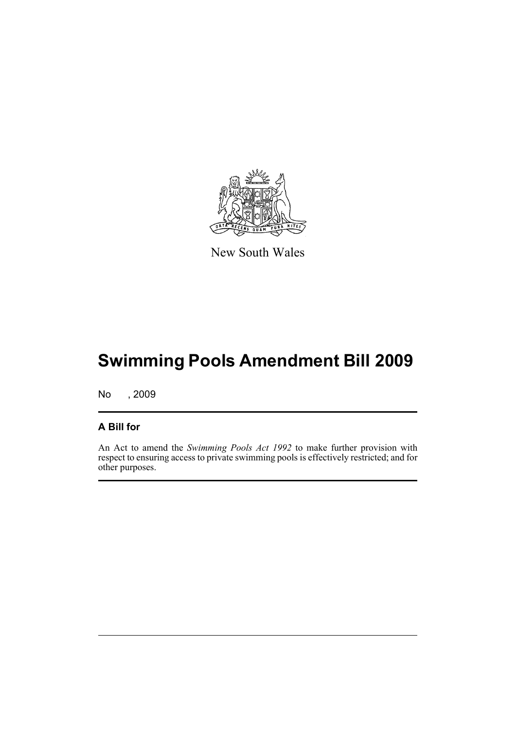New South Wales

# Swimming Pools Amendment Bill 2009

No , 2009

## A Bill for

An Act to amend the *Swimming Pools Act 1992* to make further provision with respect to ensuring access to private swimming pools is effectively restricted; and for other purposes.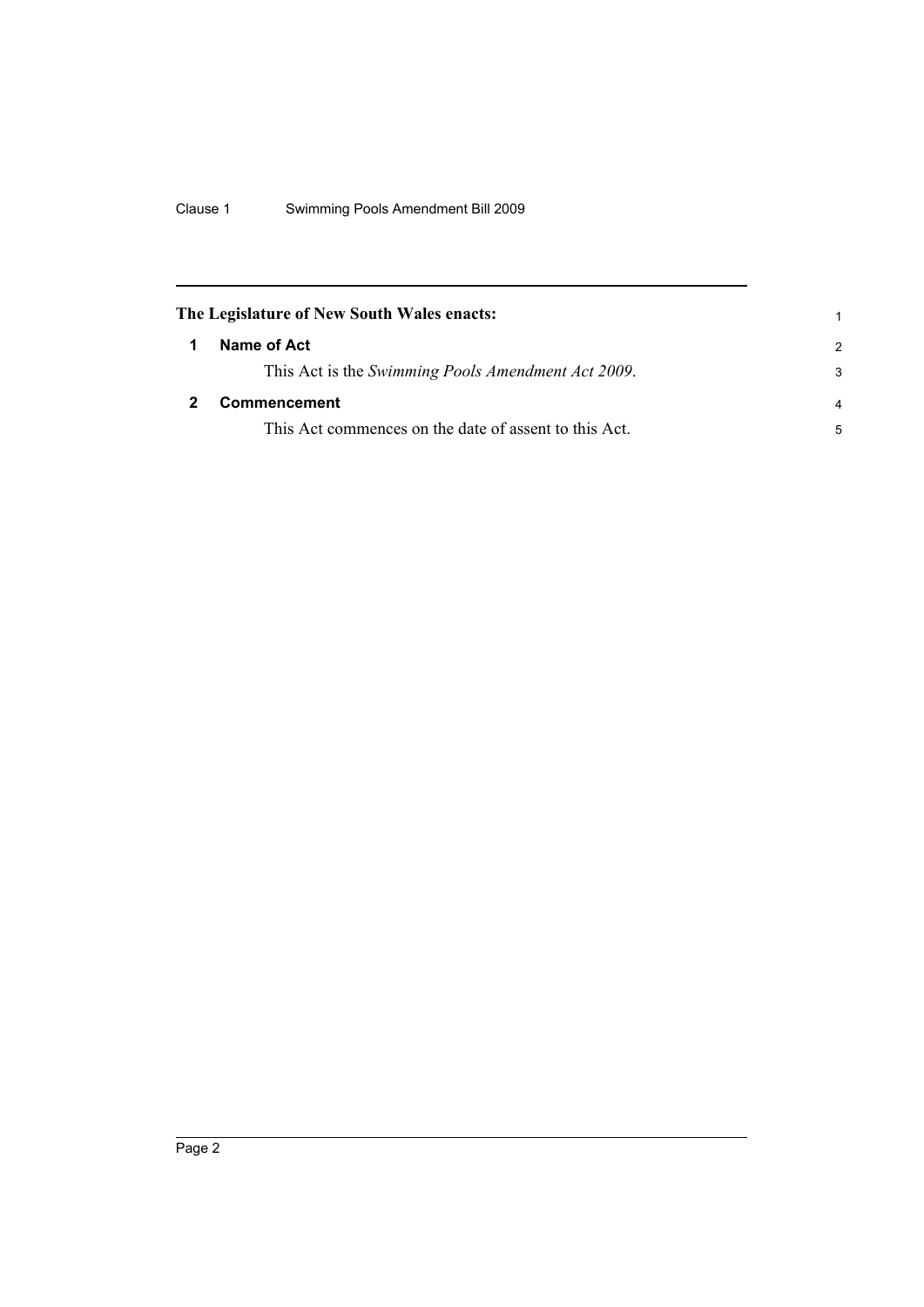**The Legislature of New South Wales enacts:**

## 1 Name of Act

This Act is the *Swimming Pools Amendment Act 2009*.

## 2 Commencement

This Act commences on the date of assent to this Act.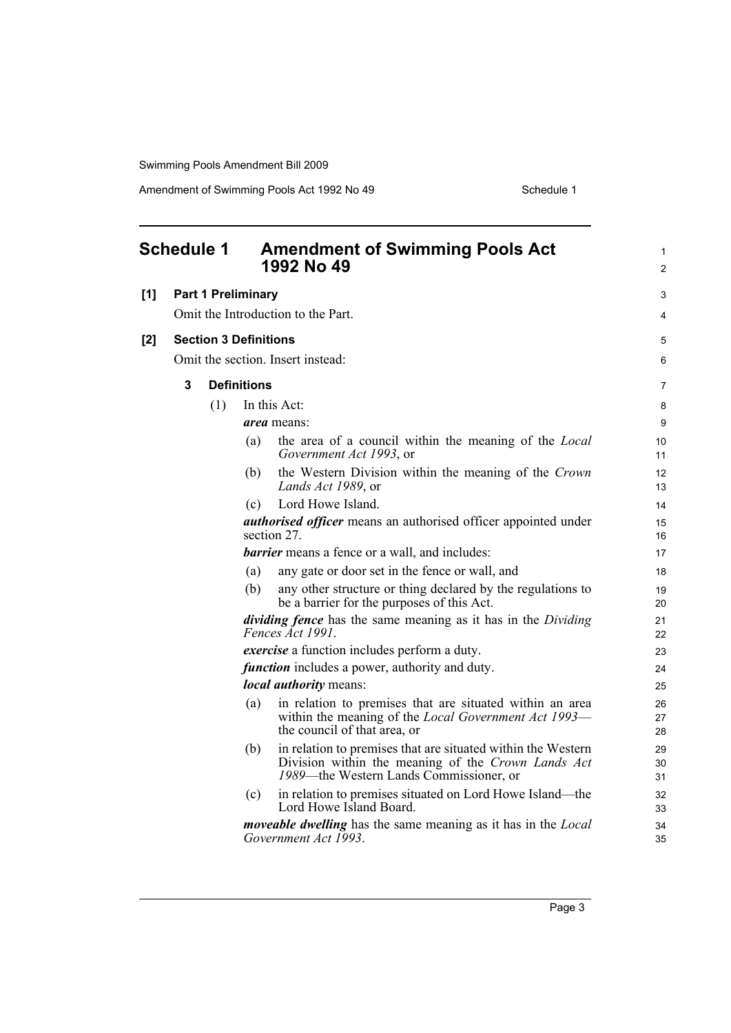## Schedule 1 Amendment of Swimming Pools Act 1992 No 49

**[1] Part 1 Preliminary**

Omit the Introduction to the Part.

**[2] Section 3 Definitions**

Omit the section. Insert instead:

### 3 Definitions

(1) In this Act:

***area*** means:

(a) the area of a council within the meaning of the *Local Government Act 1993*, or

(b) the Western Division within the meaning of the *Crown Lands Act 1989*, or

(c) Lord Howe Island.

***authorised officer*** means an authorised officer appointed under section 27.

***barrier*** means a fence or a wall, and includes:

(a) any gate or door set in the fence or wall, and

(b) any other structure or thing declared by the regulations to be a barrier for the purposes of this Act.

***dividing fence*** has the same meaning as it has in the *Dividing Fences Act 1991*.

***exercise*** a function includes perform a duty.

***function*** includes a power, authority and duty.

***local authority*** means:

(a) in relation to premises that are situated within an area within the meaning of the *Local Government Act 1993*—the council of that area, or

(b) in relation to premises that are situated within the Western Division within the meaning of the *Crown Lands Act 1989*—the Western Lands Commissioner, or

(c) in relation to premises situated on Lord Howe Island—the Lord Howe Island Board.

***moveable dwelling*** has the same meaning as it has in the *Local Government Act 1993*.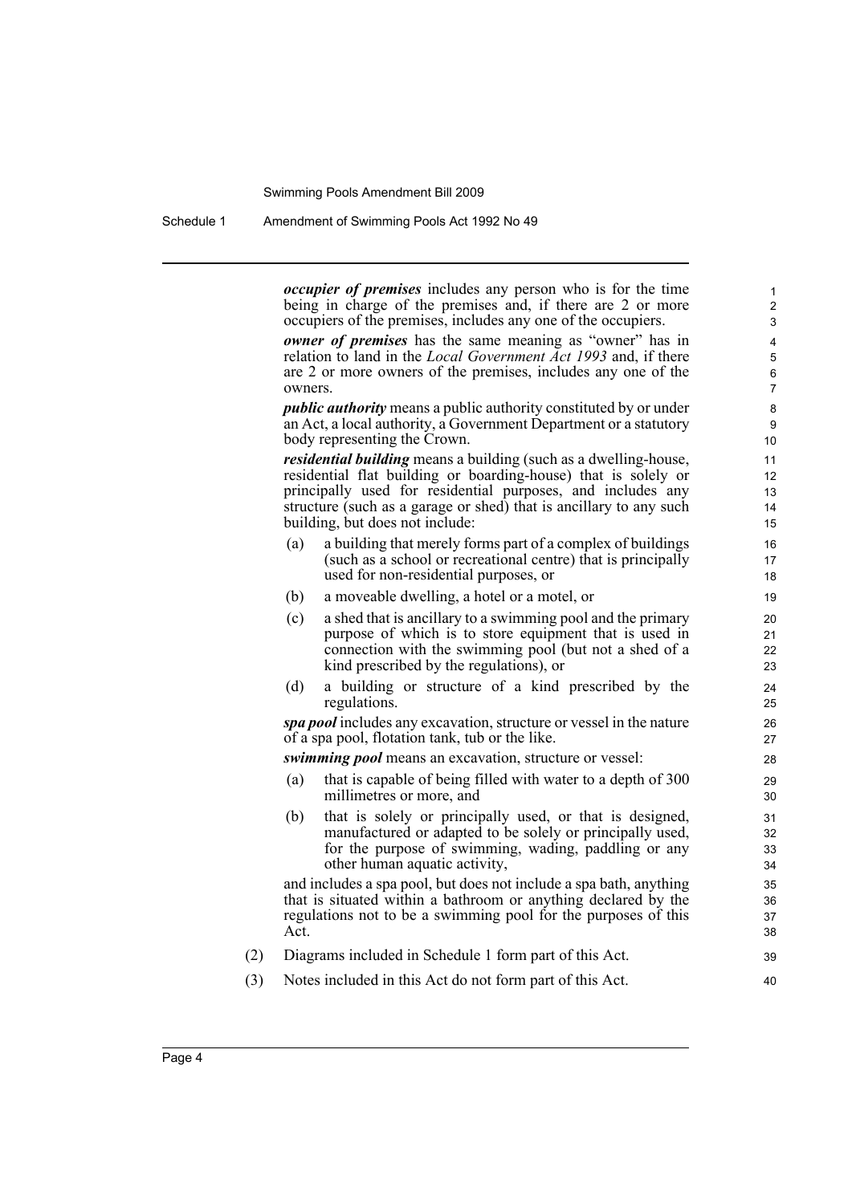***occupier of premises*** includes any person who is for the time being in charge of the premises and, if there are 2 or more occupiers of the premises, includes any one of the occupiers.

***owner of premises*** has the same meaning as "owner" has in relation to land in the *Local Government Act 1993* and, if there are 2 or more owners of the premises, includes any one of the owners.

***public authority*** means a public authority constituted by or under an Act, a local authority, a Government Department or a statutory body representing the Crown.

***residential building*** means a building (such as a dwelling-house, residential flat building or boarding-house) that is solely or principally used for residential purposes, and includes any structure (such as a garage or shed) that is ancillary to any such building, but does not include:

(a) a building that merely forms part of a complex of buildings (such as a school or recreational centre) that is principally used for non-residential purposes, or

(b) a moveable dwelling, a hotel or a motel, or

(c) a shed that is ancillary to a swimming pool and the primary purpose of which is to store equipment that is used in connection with the swimming pool (but not a shed of a kind prescribed by the regulations), or

(d) a building or structure of a kind prescribed by the regulations.

***spa pool*** includes any excavation, structure or vessel in the nature of a spa pool, flotation tank, tub or the like.

***swimming pool*** means an excavation, structure or vessel:

(a) that is capable of being filled with water to a depth of 300 millimetres or more, and

(b) that is solely or principally used, or that is designed, manufactured or adapted to be solely or principally used, for the purpose of swimming, wading, paddling or any other human aquatic activity,

and includes a spa pool, but does not include a spa bath, anything that is situated within a bathroom or anything declared by the regulations not to be a swimming pool for the purposes of this Act.

(2) Diagrams included in Schedule 1 form part of this Act.

(3) Notes included in this Act do not form part of this Act.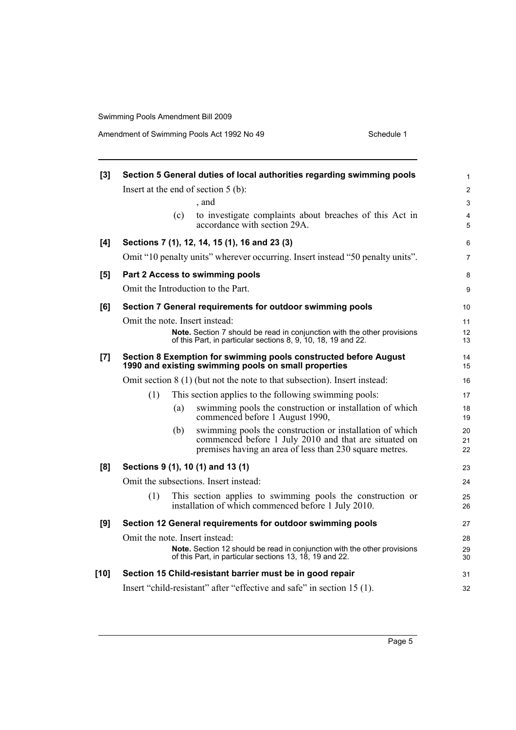**[3] Section 5 General duties of local authorities regarding swimming pools**

Insert at the end of section 5 (b):

, and

(c) to investigate complaints about breaches of this Act in accordance with section 29A.

**[4] Sections 7 (1), 12, 14, 15 (1), 16 and 23 (3)**

Omit "10 penalty units" wherever occurring. Insert instead "50 penalty units".

**[5] Part 2 Access to swimming pools**

Omit the Introduction to the Part.

**[6] Section 7 General requirements for outdoor swimming pools**

Omit the note. Insert instead:

**Note.** Section 7 should be read in conjunction with the other provisions of this Part, in particular sections 8, 9, 10, 18, 19 and 22.

**[7] Section 8 Exemption for swimming pools constructed before August 1990 and existing swimming pools on small properties**

Omit section 8 (1) (but not the note to that subsection). Insert instead:

(1) This section applies to the following swimming pools:

(a) swimming pools the construction or installation of which commenced before 1 August 1990,

(b) swimming pools the construction or installation of which commenced before 1 July 2010 and that are situated on premises having an area of less than 230 square metres.

**[8] Sections 9 (1), 10 (1) and 13 (1)**

Omit the subsections. Insert instead:

(1) This section applies to swimming pools the construction or installation of which commenced before 1 July 2010.

**[9] Section 12 General requirements for outdoor swimming pools**

Omit the note. Insert instead:

**Note.** Section 12 should be read in conjunction with the other provisions of this Part, in particular sections 13, 18, 19 and 22.

**[10] Section 15 Child-resistant barrier must be in good repair**

Insert "child-resistant" after "effective and safe" in section 15 (1).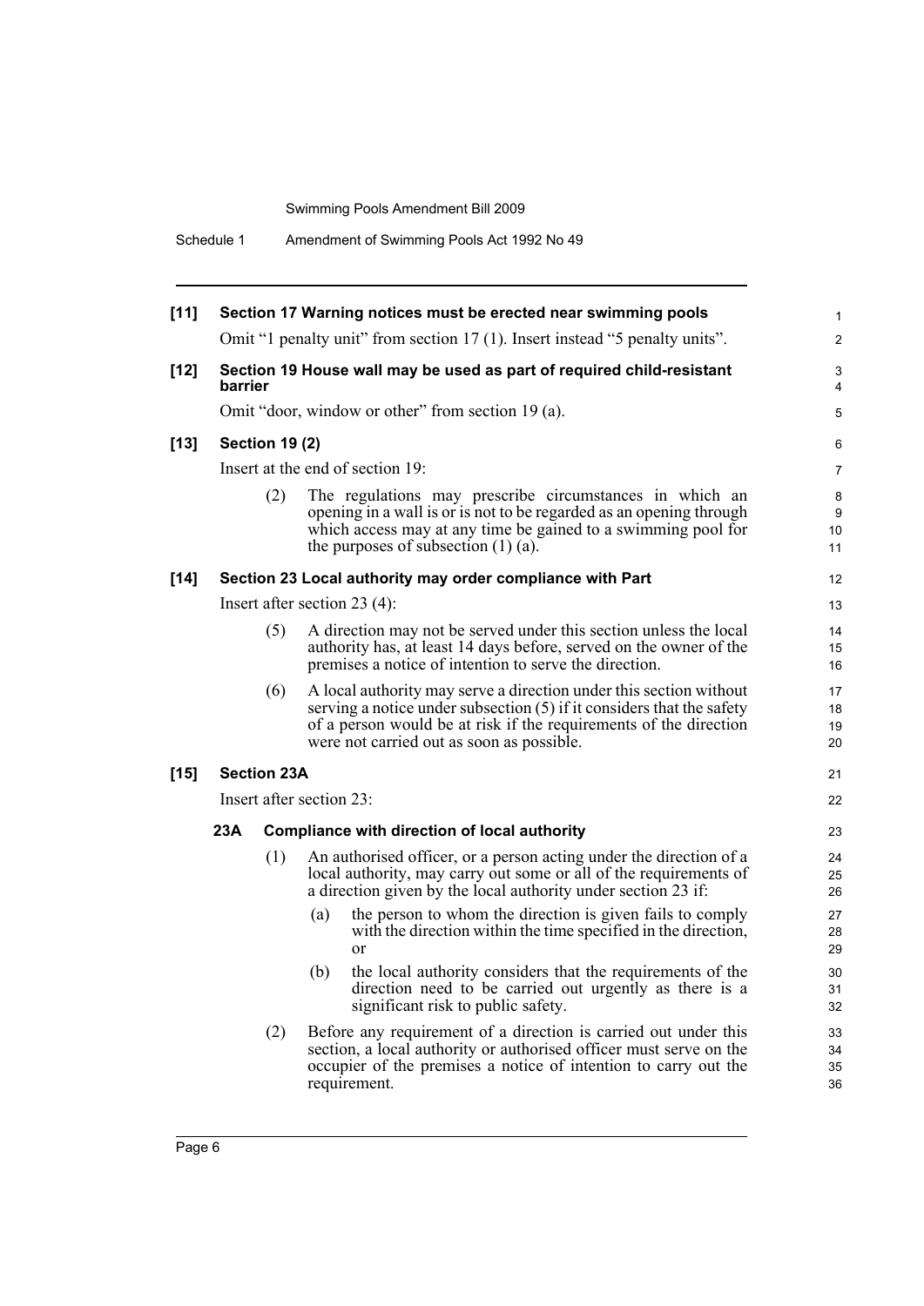**[11] Section 17 Warning notices must be erected near swimming pools**

Omit "1 penalty unit" from section 17 (1). Insert instead "5 penalty units".

**[12] Section 19 House wall may be used as part of required child-resistant barrier**

Omit "door, window or other" from section 19 (a).

**[13] Section 19 (2)**

Insert at the end of section 19:

(2) The regulations may prescribe circumstances in which an opening in a wall is or is not to be regarded as an opening through which access may at any time be gained to a swimming pool for the purposes of subsection (1) (a).

**[14] Section 23 Local authority may order compliance with Part**

Insert after section 23 (4):

(5) A direction may not be served under this section unless the local authority has, at least 14 days before, served on the owner of the premises a notice of intention to serve the direction.

(6) A local authority may serve a direction under this section without serving a notice under subsection (5) if it considers that the safety of a person would be at risk if the requirements of the direction were not carried out as soon as possible.

**[15] Section 23A**

Insert after section 23:

**23A Compliance with direction of local authority**

(1) An authorised officer, or a person acting under the direction of a local authority, may carry out some or all of the requirements of a direction given by the local authority under section 23 if:

- (a) the person to whom the direction is given fails to comply with the direction within the time specified in the direction, or
- (b) the local authority considers that the requirements of the direction need to be carried out urgently as there is a significant risk to public safety.

(2) Before any requirement of a direction is carried out under this section, a local authority or authorised officer must serve on the occupier of the premises a notice of intention to carry out the requirement.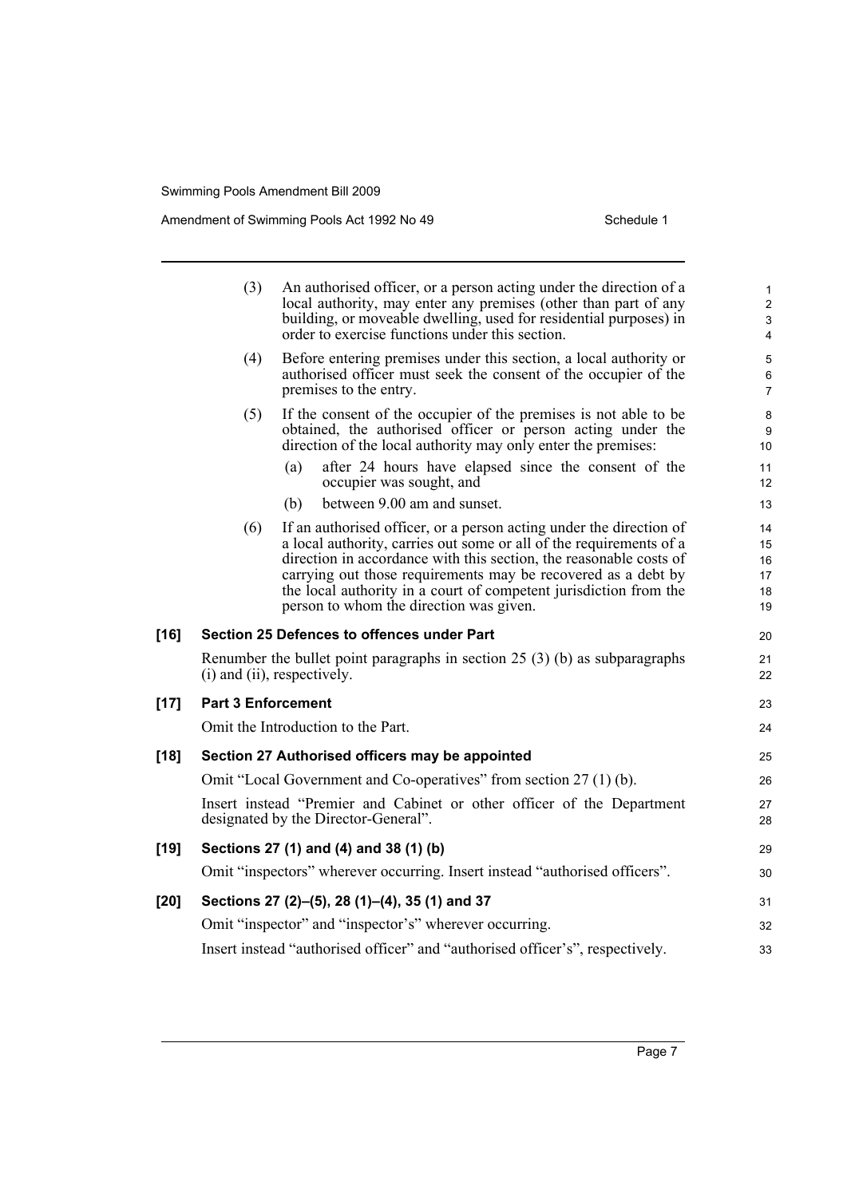(3) An authorised officer, or a person acting under the direction of a local authority, may enter any premises (other than part of any building, or moveable dwelling, used for residential purposes) in order to exercise functions under this section.

(4) Before entering premises under this section, a local authority or authorised officer must seek the consent of the occupier of the premises to the entry.

(5) If the consent of the occupier of the premises is not able to be obtained, the authorised officer or person acting under the direction of the local authority may only enter the premises:

(a) after 24 hours have elapsed since the consent of the occupier was sought, and

(b) between 9.00 am and sunset.

(6) If an authorised officer, or a person acting under the direction of a local authority, carries out some or all of the requirements of a direction in accordance with this section, the reasonable costs of carrying out those requirements may be recovered as a debt by the local authority in a court of competent jurisdiction from the person to whom the direction was given.

**[16] Section 25 Defences to offences under Part**

Renumber the bullet point paragraphs in section 25 (3) (b) as subparagraphs (i) and (ii), respectively.

**[17] Part 3 Enforcement**

Omit the Introduction to the Part.

**[18] Section 27 Authorised officers may be appointed**

Omit "Local Government and Co-operatives" from section 27 (1) (b).

Insert instead "Premier and Cabinet or other officer of the Department designated by the Director-General".

**[19] Sections 27 (1) and (4) and 38 (1) (b)**

Omit "inspectors" wherever occurring. Insert instead "authorised officers".

**[20] Sections 27 (2)–(5), 28 (1)–(4), 35 (1) and 37**

Omit "inspector" and "inspector's" wherever occurring.

Insert instead "authorised officer" and "authorised officer's", respectively.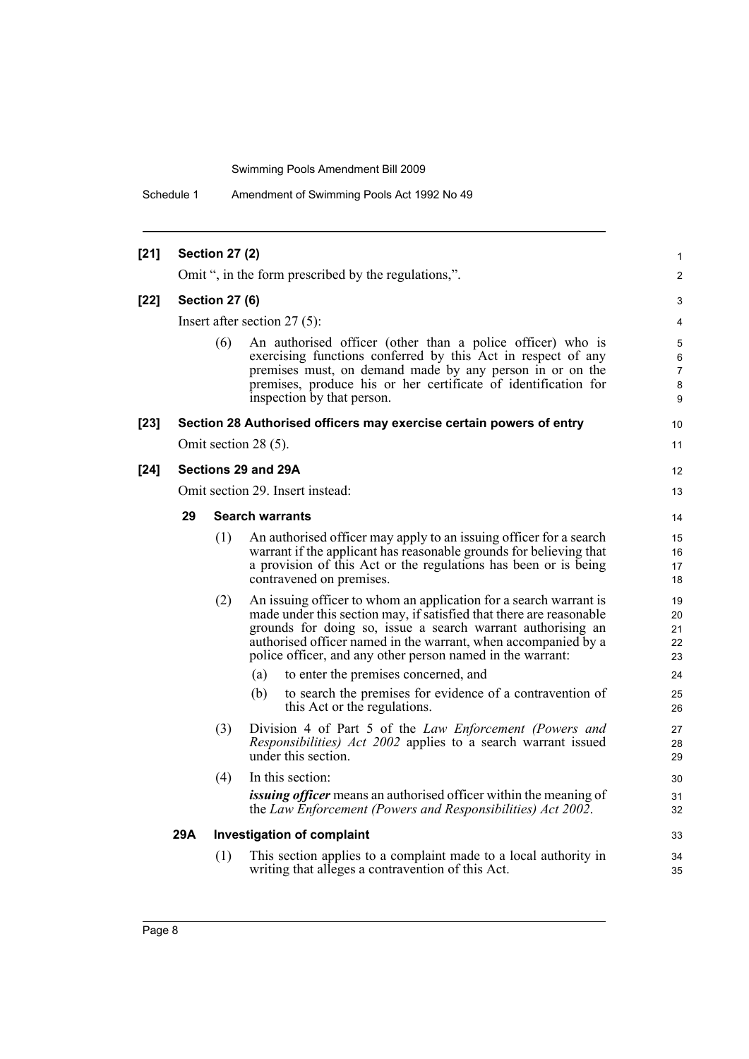**[21] Section 27 (2)**

Omit ", in the form prescribed by the regulations,".

**[22] Section 27 (6)**

Insert after section 27 (5):

(6) An authorised officer (other than a police officer) who is exercising functions conferred by this Act in respect of any premises must, on demand made by any person in or on the premises, produce his or her certificate of identification for inspection by that person.

**[23] Section 28 Authorised officers may exercise certain powers of entry**

Omit section 28 (5).

**[24] Sections 29 and 29A**

Omit section 29. Insert instead:

**29 Search warrants**

(1) An authorised officer may apply to an issuing officer for a search warrant if the applicant has reasonable grounds for believing that a provision of this Act or the regulations has been or is being contravened on premises.

(2) An issuing officer to whom an application for a search warrant is made under this section may, if satisfied that there are reasonable grounds for doing so, issue a search warrant authorising an authorised officer named in the warrant, when accompanied by a police officer, and any other person named in the warrant:

(a) to enter the premises concerned, and

(b) to search the premises for evidence of a contravention of this Act or the regulations.

(3) Division 4 of Part 5 of the *Law Enforcement (Powers and Responsibilities) Act 2002* applies to a search warrant issued under this section.

(4) In this section:

***issuing officer*** means an authorised officer within the meaning of the *Law Enforcement (Powers and Responsibilities) Act 2002*.

**29A Investigation of complaint**

(1) This section applies to a complaint made to a local authority in writing that alleges a contravention of this Act.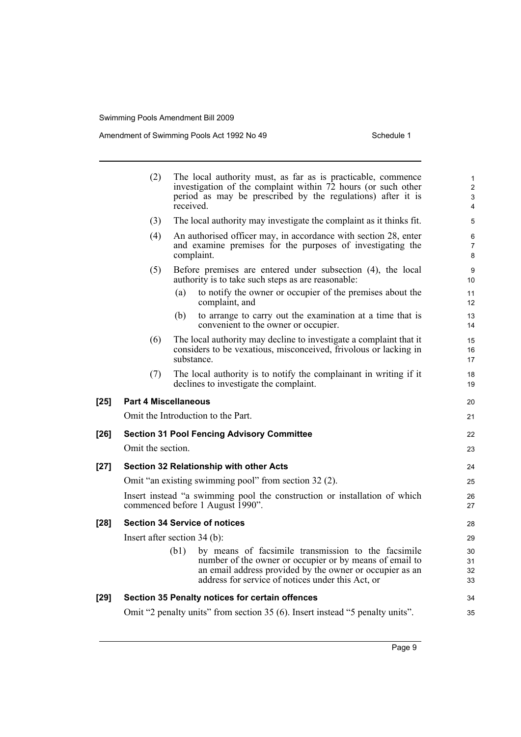(2) The local authority must, as far as is practicable, commence investigation of the complaint within 72 hours (or such other period as may be prescribed by the regulations) after it is received.

(3) The local authority may investigate the complaint as it thinks fit.

(4) An authorised officer may, in accordance with section 28, enter and examine premises for the purposes of investigating the complaint.

(5) Before premises are entered under subsection (4), the local authority is to take such steps as are reasonable:

(a) to notify the owner or occupier of the premises about the complaint, and

(b) to arrange to carry out the examination at a time that is convenient to the owner or occupier.

(6) The local authority may decline to investigate a complaint that it considers to be vexatious, misconceived, frivolous or lacking in substance.

(7) The local authority is to notify the complainant in writing if it declines to investigate the complaint.

**[25] Part 4 Miscellaneous**

Omit the Introduction to the Part.

**[26] Section 31 Pool Fencing Advisory Committee**

Omit the section.

**[27] Section 32 Relationship with other Acts**

Omit "an existing swimming pool" from section 32 (2).

Insert instead "a swimming pool the construction or installation of which commenced before 1 August 1990".

**[28] Section 34 Service of notices**

Insert after section 34 (b):

(b1) by means of facsimile transmission to the facsimile number of the owner or occupier or by means of email to an email address provided by the owner or occupier as an address for service of notices under this Act, or

**[29] Section 35 Penalty notices for certain offences**

Omit "2 penalty units" from section 35 (6). Insert instead "5 penalty units".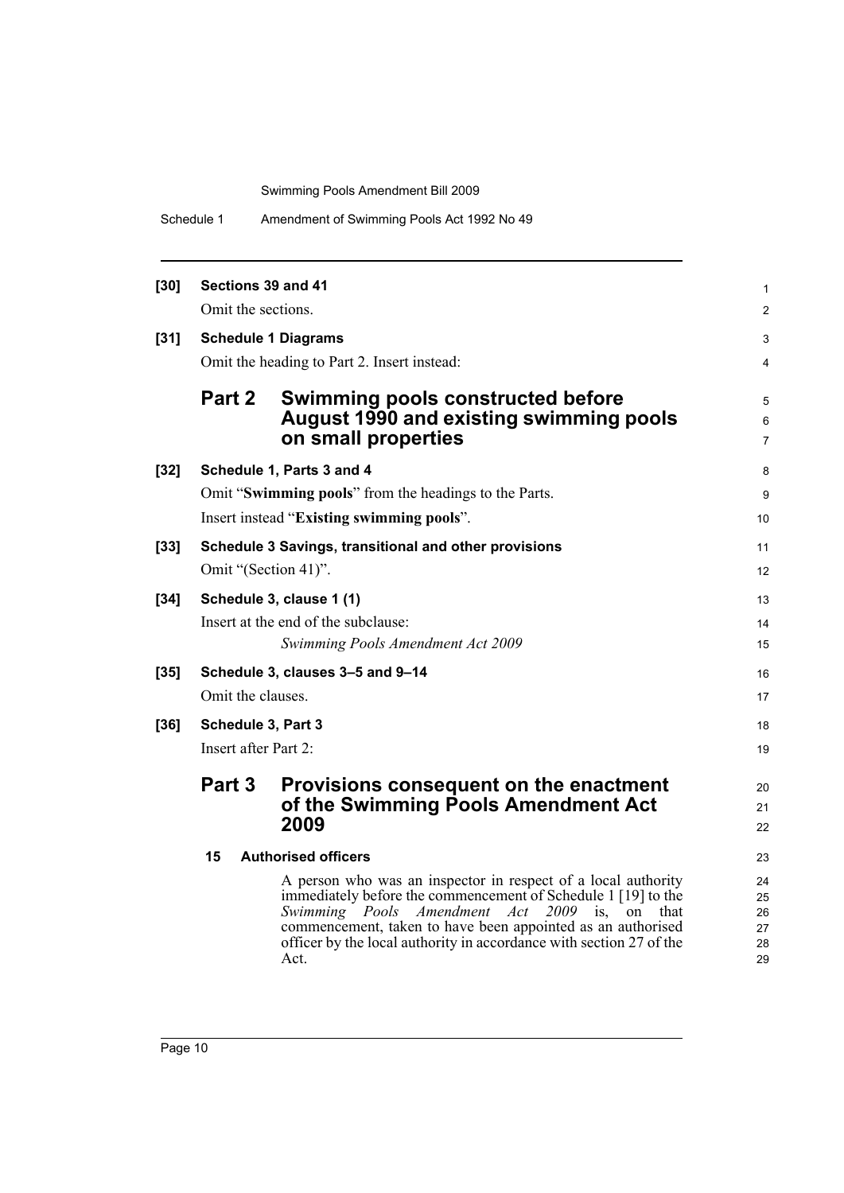**[30] Sections 39 and 41**

Omit the sections.

**[31] Schedule 1 Diagrams**

Omit the heading to Part 2. Insert instead:

## Part 2 Swimming pools constructed before August 1990 and existing swimming pools on small properties

**[32] Schedule 1, Parts 3 and 4**

Omit "**Swimming pools**" from the headings to the Parts.

Insert instead "**Existing swimming pools**".

**[33] Schedule 3 Savings, transitional and other provisions**

Omit "(Section 41)".

**[34] Schedule 3, clause 1 (1)**

Insert at the end of the subclause:

*Swimming Pools Amendment Act 2009*

**[35] Schedule 3, clauses 3–5 and 9–14**

Omit the clauses.

**[36] Schedule 3, Part 3**

Insert after Part 2:

## Part 3 Provisions consequent on the enactment of the Swimming Pools Amendment Act 2009

**15 Authorised officers**

A person who was an inspector in respect of a local authority immediately before the commencement of Schedule 1 [19] to the *Swimming Pools Amendment Act 2009* is, on that commencement, taken to have been appointed as an authorised officer by the local authority in accordance with section 27 of the Act.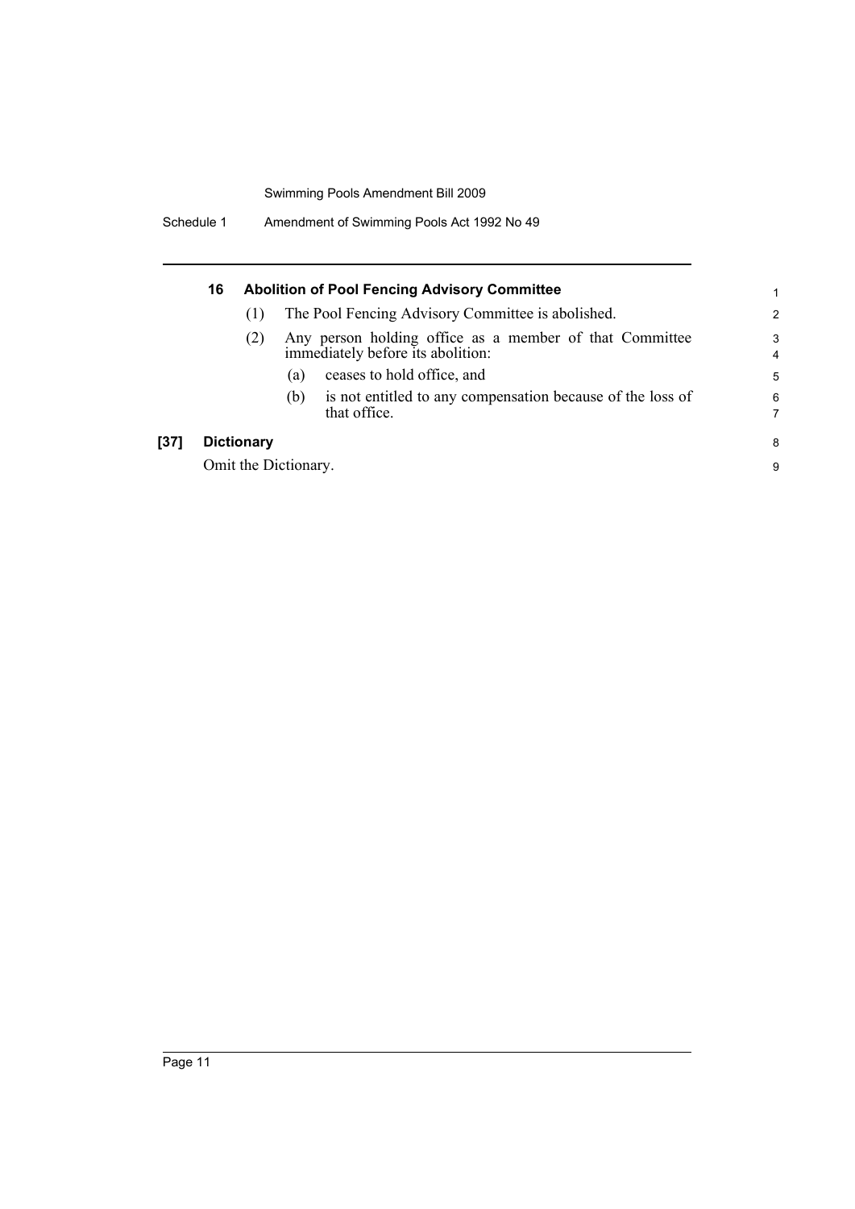**16 Abolition of Pool Fencing Advisory Committee**

(1) The Pool Fencing Advisory Committee is abolished.

(2) Any person holding office as a member of that Committee immediately before its abolition:

(a) ceases to hold office, and

(b) is not entitled to any compensation because of the loss of that office.

**[37] Dictionary**

Omit the Dictionary.